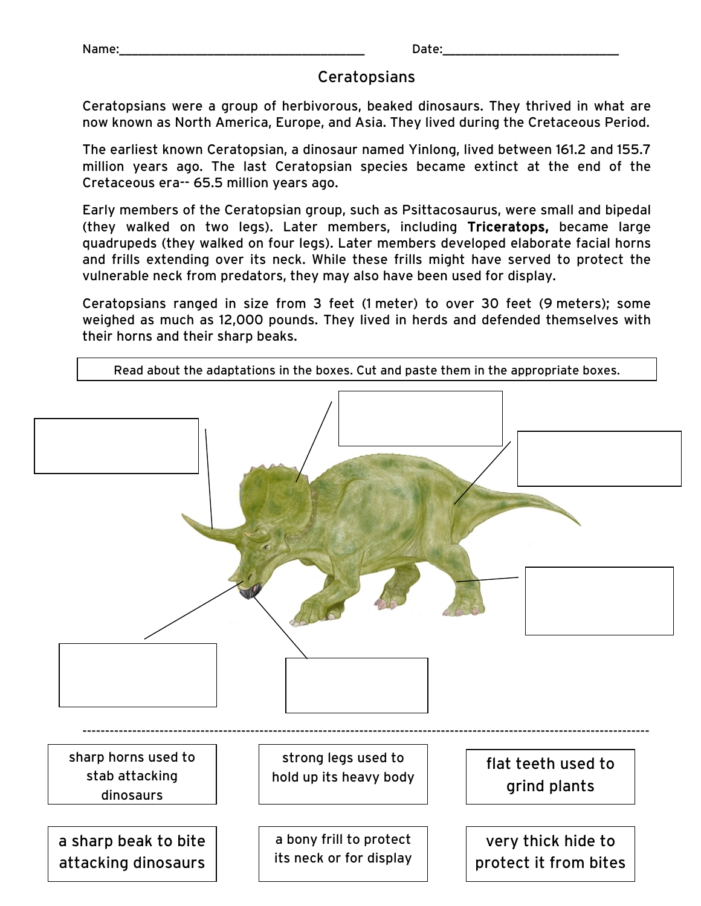Name:______________________________________ Date:__________________________

# Ceratopsians

Ceratopsians were a group of herbivorous, beaked dinosaurs. They thrived in what are now known as North America, Europe, and Asia. They lived during the Cretaceous Period.

The earliest known Ceratopsian, a dinosaur named Yinlong, lived between 161.2 and 155.7 million years ago. The last Ceratopsian species became extinct at the end of the Cretaceous era-- 65.5 million years ago.

Early members of the Ceratopsian group, such as Psittacosaurus, were small and bipedal (they walked on two legs). Later members, including **Triceratops,** became large quadrupeds (they walked on four legs). Later members developed elaborate facial horns and frills extending over its neck. While these frills might have served to protect the vulnerable neck from predators, they may also have been used for display.

Ceratopsians ranged in size from 3 feet (1 meter) to over 30 feet (9 meters); some weighed as much as 12,000 pounds. They lived in herds and defended themselves with their horns and their sharp beaks.

Read about the adaptations in the boxes. Cut and paste them in the appropriate boxes.

---

| | | |
|---|---|---|
| sharp horns used to stab attacking dinosaurs | strong legs used to hold up its heavy body | flat teeth used to grind plants |
| a sharp beak to bite attacking dinosaurs | a bony frill to protect its neck or for display | very thick hide to protect it from bites |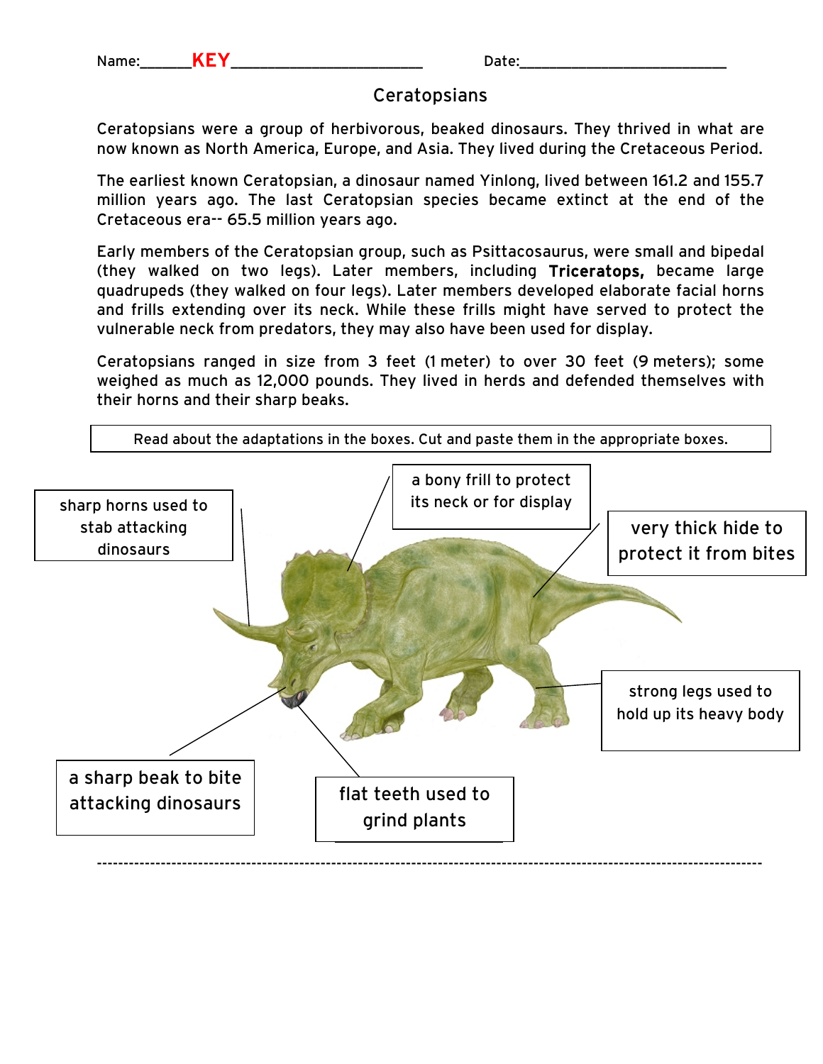Name:______**KEY**________________________ Date:_________________________

# Ceratopsians

Ceratopsians were a group of herbivorous, beaked dinosaurs. They thrived in what are now known as North America, Europe, and Asia. They lived during the Cretaceous Period.

The earliest known Ceratopsian, a dinosaur named Yinlong, lived between 161.2 and 155.7 million years ago. The last Ceratopsian species became extinct at the end of the Cretaceous era-- 65.5 million years ago.

Early members of the Ceratopsian group, such as Psittacosaurus, were small and bipedal (they walked on two legs). Later members, including **Triceratops,** became large quadrupeds (they walked on four legs). Later members developed elaborate facial horns and frills extending over its neck. While these frills might have served to protect the vulnerable neck from predators, they may also have been used for display.

Ceratopsians ranged in size from 3 feet (1 meter) to over 30 feet (9 meters); some weighed as much as 12,000 pounds. They lived in herds and defended themselves with their horns and their sharp beaks.

Read about the adaptations in the boxes. Cut and paste them in the appropriate boxes.

sharp horns used to stab attacking dinosaurs

a bony frill to protect its neck or for display

very thick hide to protect it from bites

strong legs used to hold up its heavy body

a sharp beak to bite attacking dinosaurs

flat teeth used to grind plants